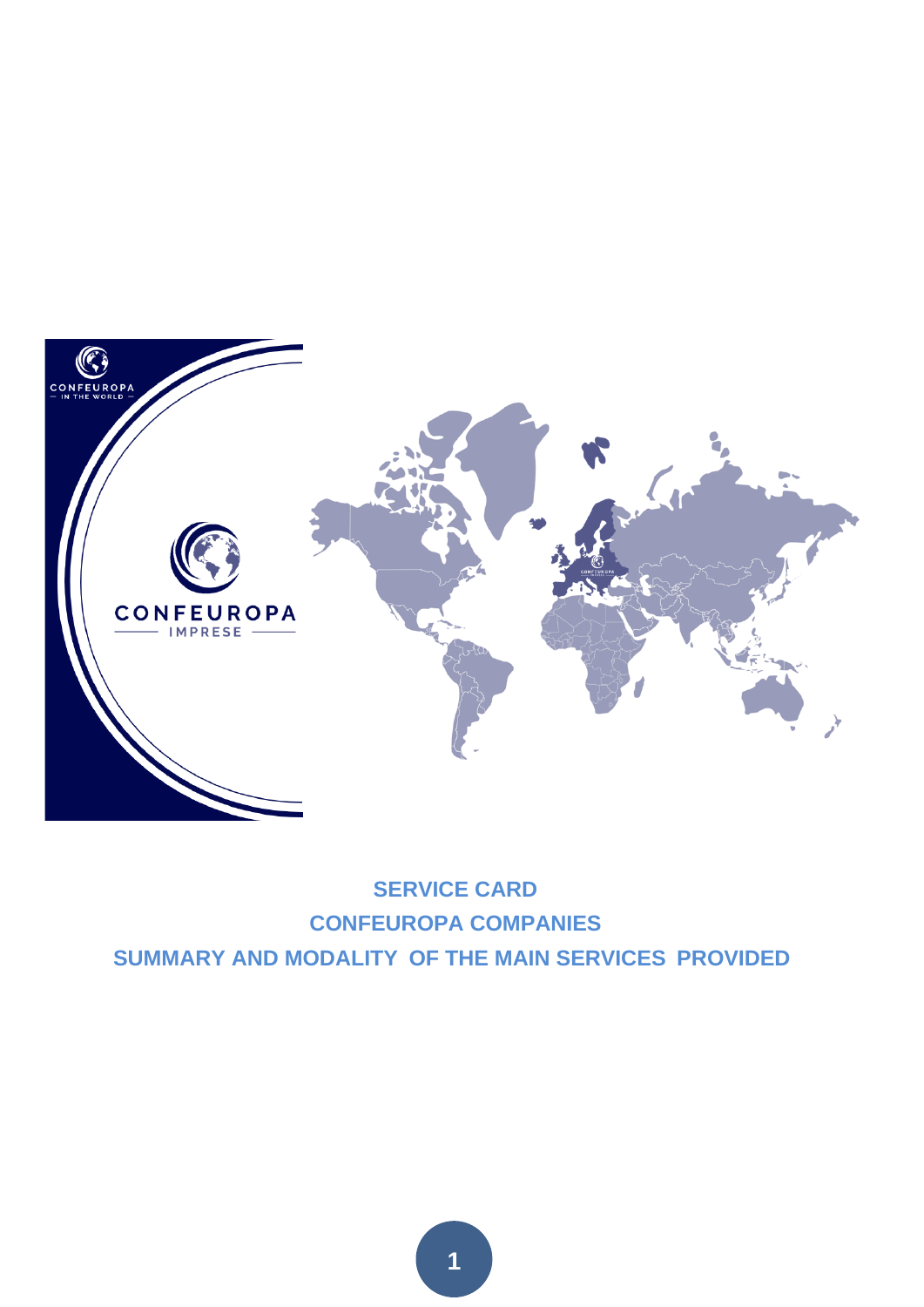# SERVICE CARD

## CONFEUROPA COMPANIES

## SUMMARY AND MODALITY OF THE MAIN SERVICES PROVIDED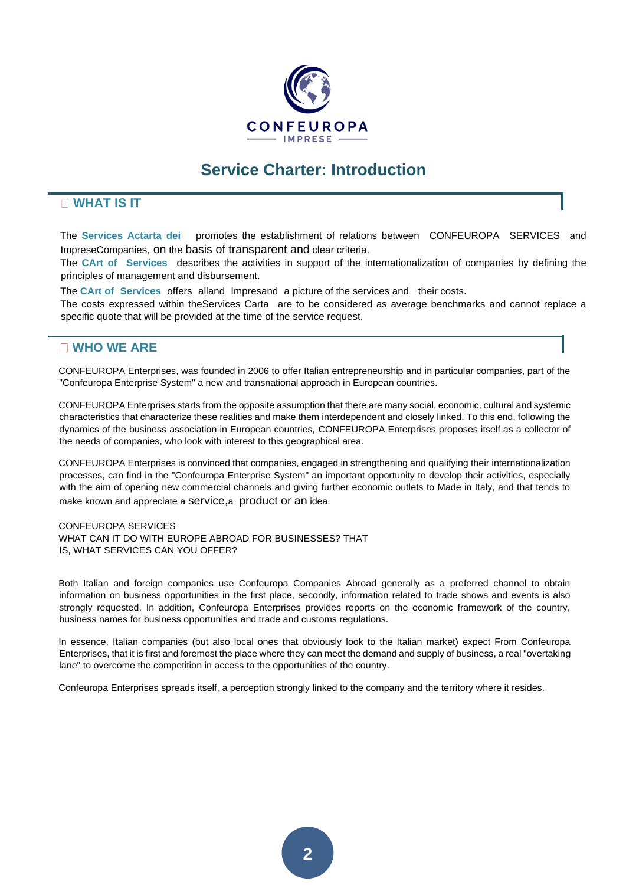CONFEUROPA

IMPRESE

# Service Charter: Introduction

## WHAT IS IT

The **Services Actarta dei** promotes the establishment of relations between CONFEUROPA SERVICES and ImpreseCompanies, on the basis of transparent and clear criteria.

The **CArt of Services** describes the activities in support of the internationalization of companies by defining the principles of management and disbursement.

The **CArt of Services** offers alland Impresand a picture of the services and their costs.

The costs expressed within theServices Carta are to be considered as average benchmarks and cannot replace a specific quote that will be provided at the time of the service request.

## WHO WE ARE

CONFEUROPA Enterprises, was founded in 2006 to offer Italian entrepreneurship and in particular companies, part of the "Confeuropa Enterprise System" a new and transnational approach in European countries.

CONFEUROPA Enterprises starts from the opposite assumption that there are many social, economic, cultural and systemic characteristics that characterize these realities and make them interdependent and closely linked. To this end, following the dynamics of the business association in European countries, CONFEUROPA Enterprises proposes itself as a collector of the needs of companies, who look with interest to this geographical area.

CONFEUROPA Enterprises is convinced that companies, engaged in strengthening and qualifying their internationalization processes, can find in the "Confeuropa Enterprise System" an important opportunity to develop their activities, especially with the aim of opening new commercial channels and giving further economic outlets to Made in Italy, and that tends to make known and appreciate a service,a product or an idea.

CONFEUROPA SERVICES
WHAT CAN IT DO WITH EUROPE ABROAD FOR BUSINESSES? THAT IS, WHAT SERVICES CAN YOU OFFER?

Both Italian and foreign companies use Confeuropa Companies Abroad generally as a preferred channel to obtain information on business opportunities in the first place, secondly, information related to trade shows and events is also strongly requested. In addition, Confeuropa Enterprises provides reports on the economic framework of the country, business names for business opportunities and trade and customs regulations.

In essence, Italian companies (but also local ones that obviously look to the Italian market) expect From Confeuropa Enterprises, that it is first and foremost the place where they can meet the demand and supply of business, a real "overtaking lane" to overcome the competition in access to the opportunities of the country.

Confeuropa Enterprises spreads itself, a perception strongly linked to the company and the territory where it resides.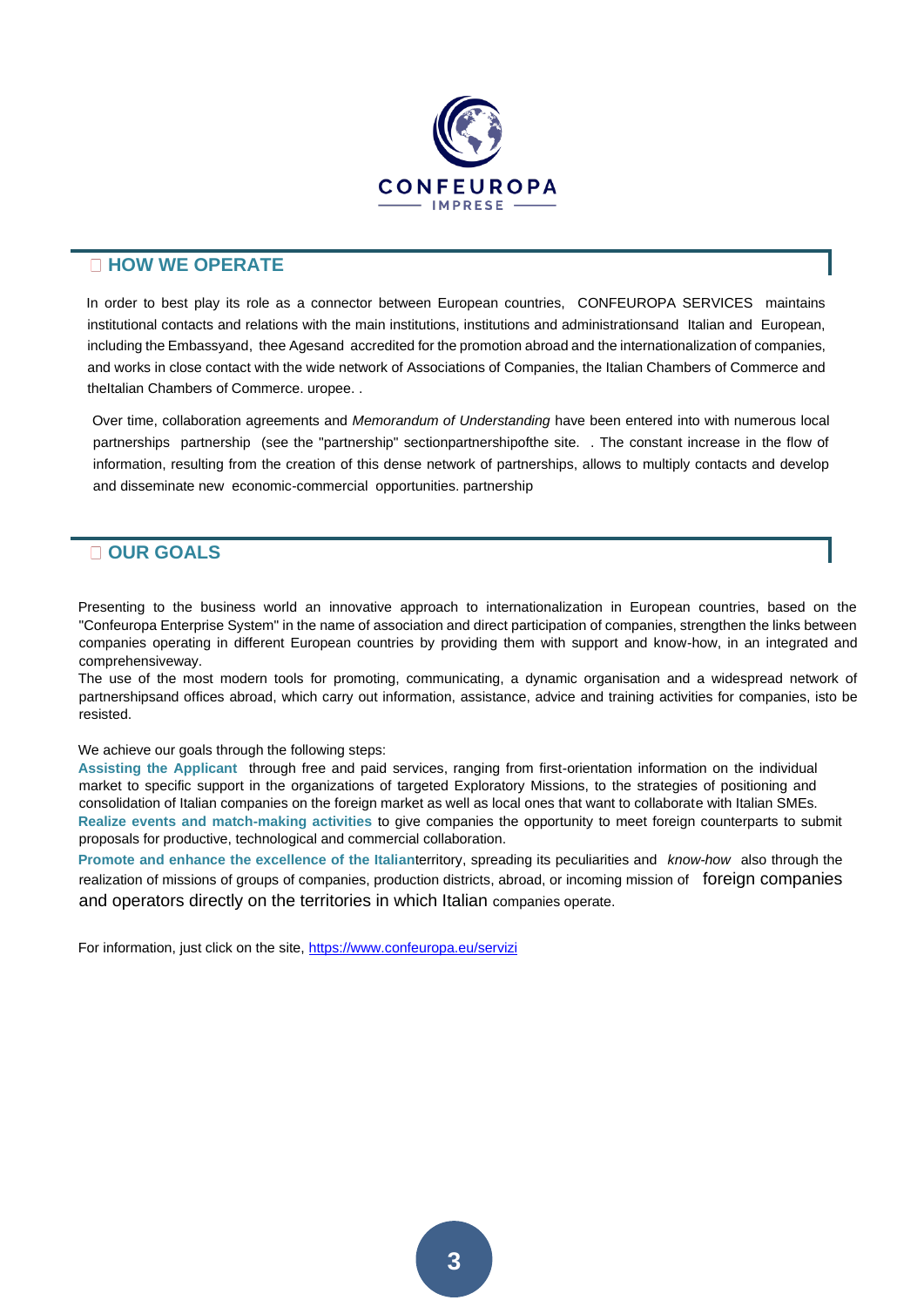## HOW WE OPERATE

In order to best play its role as a connector between European countries, CONFEUROPA SERVICES maintains institutional contacts and relations with the main institutions, institutions and administrationsand Italian and European, including the Embassyand, thee Agesand accredited for the promotion abroad and the internationalization of companies, and works in close contact with the wide network of Associations of Companies, the Italian Chambers of Commerce and theItalian Chambers of Commerce. urope. .

Over time, collaboration agreements and *Memorandum of Understanding* have been entered into with numerous local partnerships partnership (see the "partnership" sectionpartnershipofthe site. . The constant increase in the flow of information, resulting from the creation of this dense network of partnerships, allows to multiply contacts and develop and disseminate new economic-commercial opportunities. partnership

## OUR GOALS

Presenting to the business world an innovative approach to internationalization in European countries, based on the "Confeuropa Enterprise System" in the name of association and direct participation of companies, strengthen the links between companies operating in different European countries by providing them with support and know-how, in an integrated and comprehensiveway.
The use of the most modern tools for promoting, communicating, a dynamic organisation and a widespread network of partnershipsand offices abroad, which carry out information, assistance, advice and training activities for companies, isto be resisted.

We achieve our goals through the following steps:
**Assisting the Applicant** through free and paid services, ranging from first-orientation information on the individual market to specific support in the organizations of targeted Exploratory Missions, to the strategies of positioning and consolidation of Italian companies on the foreign market as well as local ones that want to collaborate with Italian SMEs.
**Realize events and match-making activities** to give companies the opportunity to meet foreign counterparts to submit proposals for productive, technological and commercial collaboration.
**Promote and enhance the excellence of the Italian**territory, spreading its peculiarities and *know-how* also through the realization of missions of groups of companies, production districts, abroad, or incoming mission of foreign companies and operators directly on the territories in which Italian companies operate.

For information, just click on the site, https://www.confeuropa.eu/servizi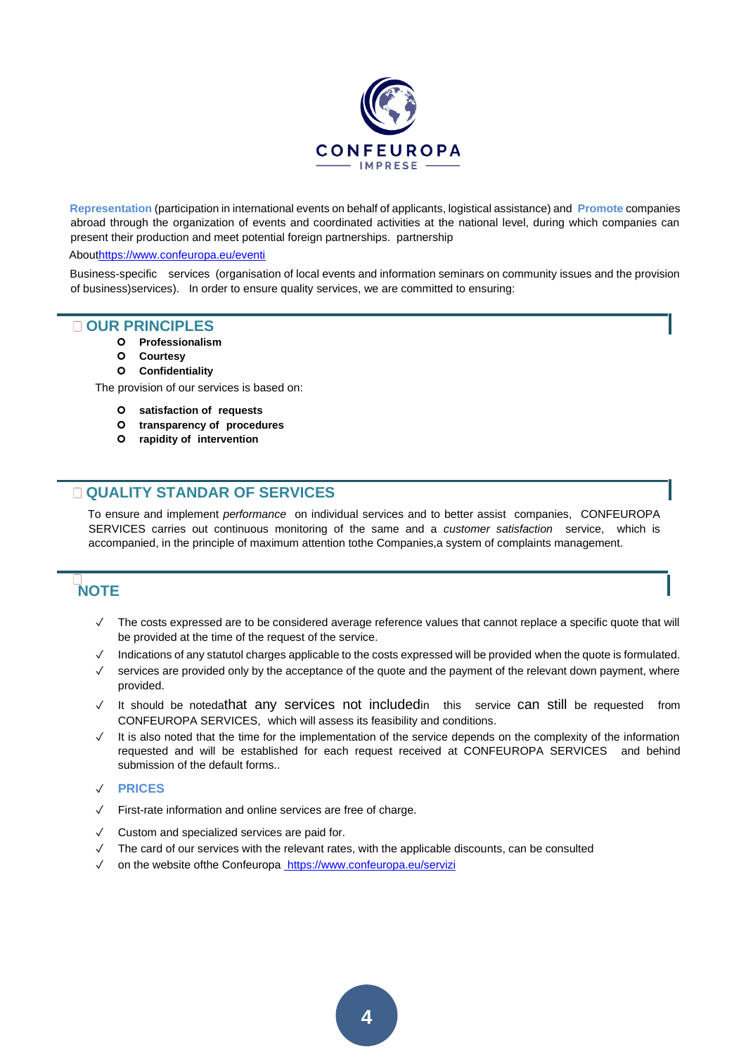**Representation** (participation in international events on behalf of applicants, logistical assistance) and **Promote** companies abroad through the organization of events and coordinated activities at the national level, during which companies can present their production and meet potential foreign partnerships. partnership

About[https://www.confeuropa.eu/eventi](https://www.confeuropa.eu/eventi)

Business-specific services (organisation of local events and information seminars on community issues and the provision of business)services). In order to ensure quality services, we are committed to ensuring:

## OUR PRINCIPLES

- **Professionalism**
- **Courtesy**
- **Confidentiality**

The provision of our services is based on:

- **satisfaction of requests**
- **transparency of procedures**
- **rapidity of intervention**

## QUALITY STANDAR OF SERVICES

To ensure and implement *performance* on individual services and to better assist companies, CONFEUROPA SERVICES carries out continuous monitoring of the same and a *customer satisfaction* service, which is accompanied, in the principle of maximum attention tothe Companies,a system of complaints management.

## NOTE

- ✓ The costs expressed are to be considered average reference values that cannot replace a specific quote that will be provided at the time of the request of the service.
- ✓ Indications of any statutol charges applicable to the costs expressed will be provided when the quote is formulated.
- ✓ services are provided only by the acceptance of the quote and the payment of the relevant down payment, where provided.
- ✓ It should be notedathat any services not includedin this service can still be requested from CONFEUROPA SERVICES, which will assess its feasibility and conditions.
- ✓ It is also noted that the time for the implementation of the service depends on the complexity of the information requested and will be established for each request received at CONFEUROPA SERVICES and behind submission of the default forms..
- ✓ **PRICES**
- ✓ First-rate information and online services are free of charge.
- ✓ Custom and specialized services are paid for.
- ✓ The card of our services with the relevant rates, with the applicable discounts, can be consulted
- ✓ on the website ofthe Confeuropa [https://www.confeuropa.eu/servizi](https://www.confeuropa.eu/servizi)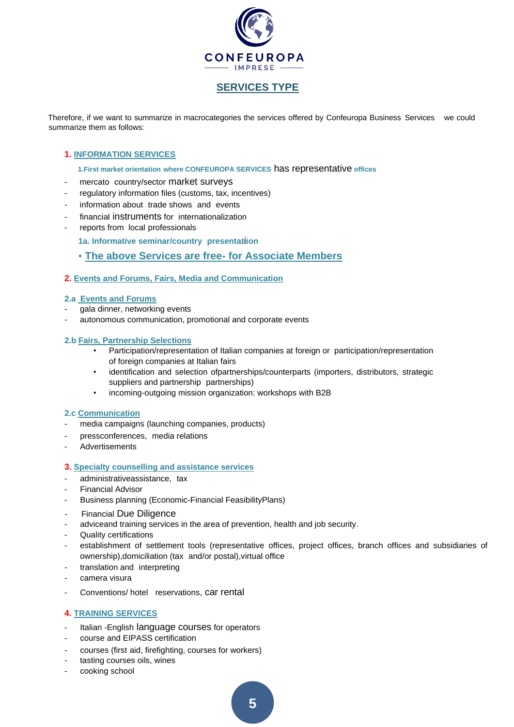CONFEUROPA IMPRESE

# SERVICES TYPE

Therefore, if we want to summarize in macrocategories the services offered by Confeuropa Business Services we could summarize them as follows:

## 1. INFORMATION SERVICES

**1.First market orientation where CONFEUROPA SERVICES has representative offices**

- mercato country/sector market surveys
- regulatory information files (customs, tax, incentives)
- information about trade shows and events
- financial instruments for internationalization
- reports from local professionals

**1a. Informative seminar/country presentatiion**

- **The above Services are free- for Associate Members**

## 2. Events and Forums, Fairs, Media and Communication

### 2.a Events and Forums

- gala dinner, networking events
- autonomous communication, promotional and corporate events

### 2.b Fairs, Partnership Selections

- Participation/representation of Italian companies at foreign or participation/representation of foreign companies at Italian fairs
- identification and selection ofpartnerships/counterparts (importers, distributors, strategic suppliers and partnership partnerships)
- incoming-outgoing mission organization: workshops with B2B

### 2.c Communication

- media campaigns (launching companies, products)
- pressconferences, media relations
- Advertisements

## 3. Specialty counselling and assistance services

- administrativeassistance, tax
- Financial Advisor
- Business planning (Economic-Financial FeasibilityPlans)
- Financial Due Diligence
- adviceand training services in the area of prevention, health and job security.
- Quality certifications
- establishment of settlement tools (representative offices, project offices, branch offices and subsidiaries of ownership),domiciliation (tax and/or postal),virtual office
- translation and interpreting
- camera visura
- Conventions/ hotel reservations, car rental

## 4. TRAINING SERVICES

- Italian -English language courses for operators
- course and EIPASS certification
- courses (first aid, firefighting, courses for workers)
- tasting courses oils, wines
- cooking school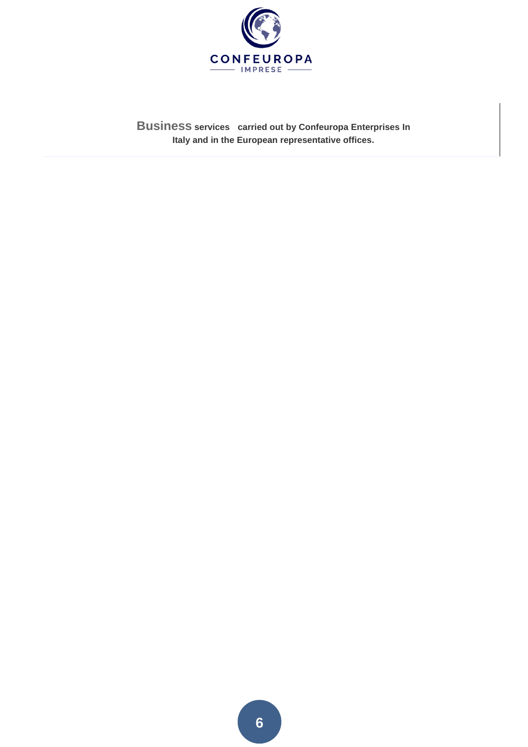**Business services carried out by Confeuropa Enterprises In Italy and in the European representative offices.**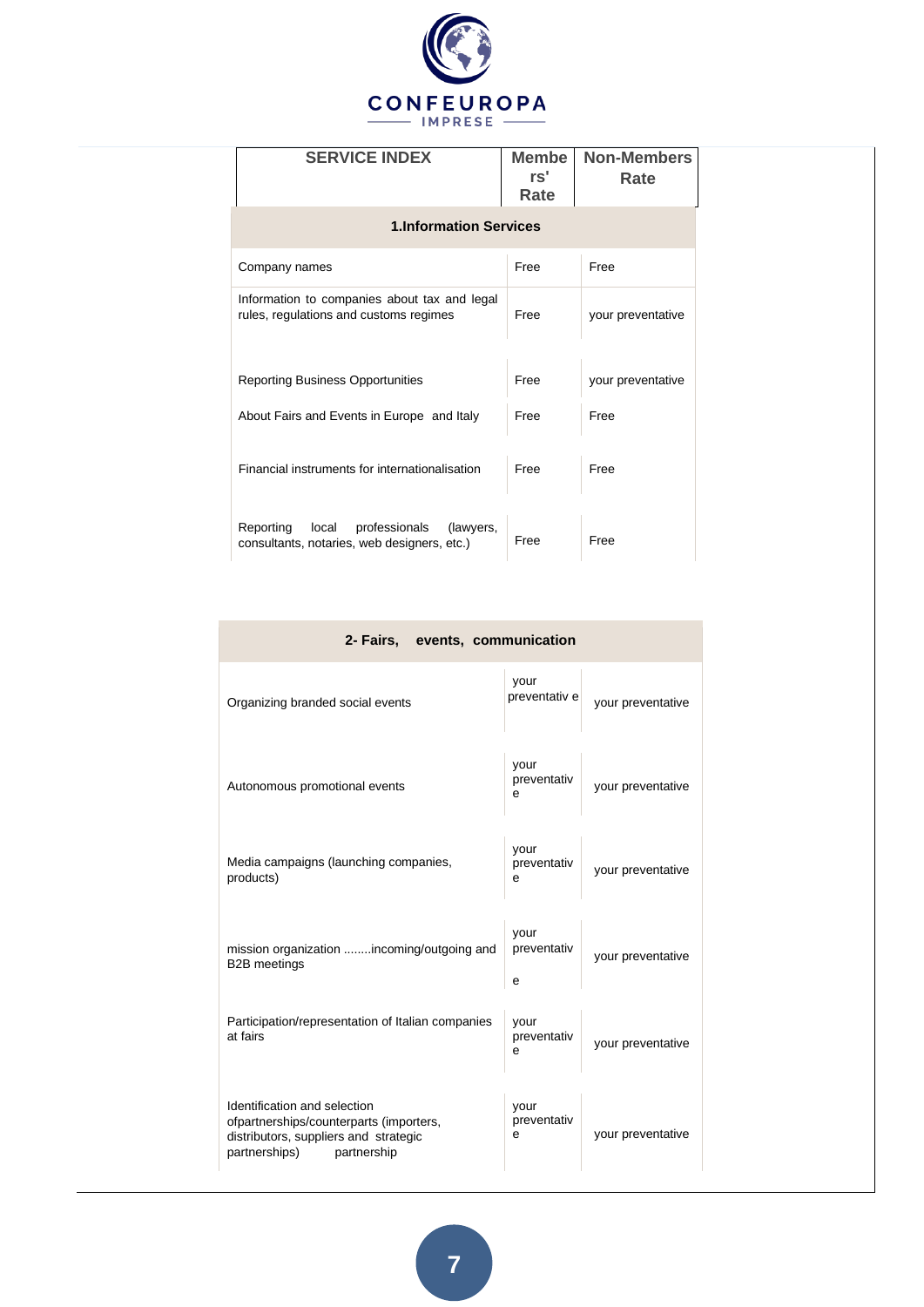| SERVICE INDEX | Members' Rate | Non-Members Rate |
|---|---|---|
| **1.Information Services** | | |
| Company names | Free | Free |
| Information to companies about tax and legal rules, regulations and customs regimes | Free | your preventative |
| Reporting Business Opportunities | Free | your preventative |
| About Fairs and Events in Europe and Italy | Free | Free |
| Financial instruments for internationalisation | Free | Free |
| Reporting local professionals (lawyers, consultants, notaries, web designers, etc.) | Free | Free |

| 2- Fairs, events, communication | | |
|---|---|---|
| Organizing branded social events | your preventative | your preventative |
| Autonomous promotional events | your preventative | your preventative |
| Media campaigns (launching companies, products) | your preventative | your preventative |
| mission organization ........incoming/outgoing and B2B meetings | your preventative | your preventative |
| Participation/representation of Italian companies at fairs | your preventative | your preventative |
| Identification and selection ofpartnerships/counterparts (importers, distributors, suppliers and strategic partnerships) partnership | your preventative | your preventative |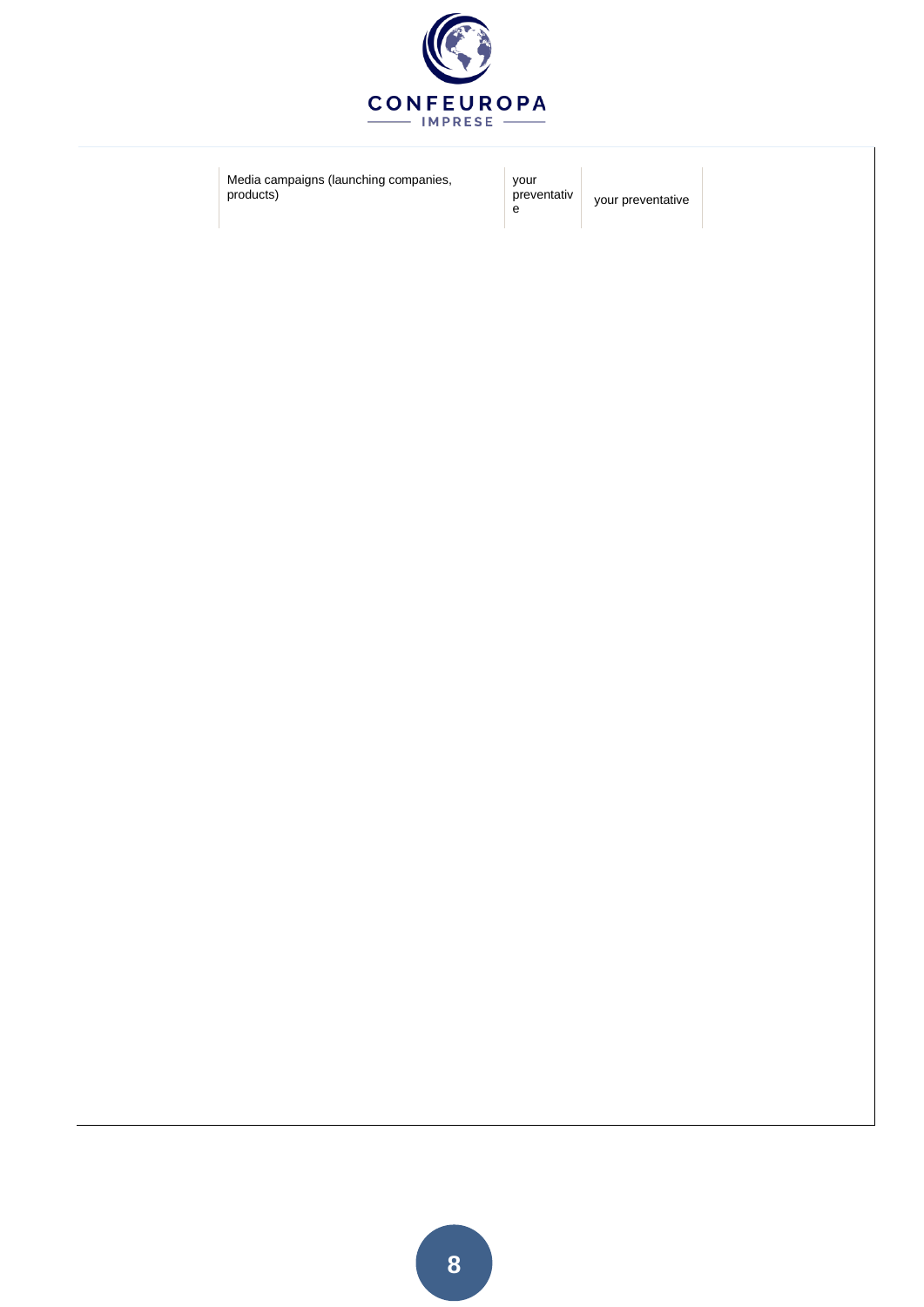| Media campaigns (launching companies, products) | your preventative | your preventative |
|---|---|---|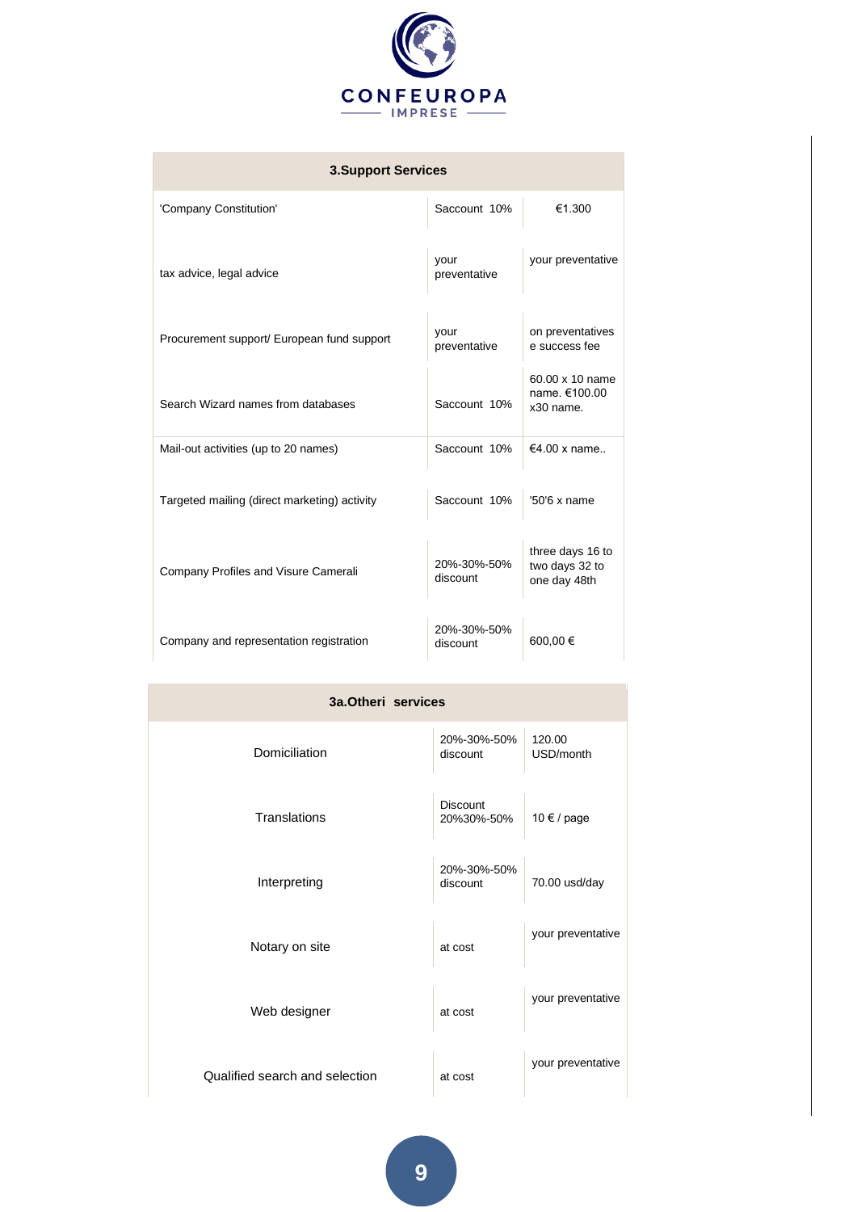| 3.Support Services | | |
|---|---|---|
| 'Company Constitution' | Saccount 10% | €1.300 |
| tax advice, legal advice | your preventative | your preventative |
| Procurement support/ European fund support | your preventative | on preventatives e success fee |
| Search Wizard names from databases | Saccount 10% | 60.00 x 10 name name. €100.00 x30 name. |
| Mail-out activities (up to 20 names) | Saccount 10% | €4.00 x name.. |
| Targeted mailing (direct marketing) activity | Saccount 10% | '50'6 x name |
| Company Profiles and Visure Camerali | 20%-30%-50% discount | three days 16 to two days 32 to one day 48th |
| Company and representation registration | 20%-30%-50% discount | 600,00 € |

| 3a.Otheri services | | |
|---|---|---|
| Domiciliation | 20%-30%-50% discount | 120.00 USD/month |
| Translations | Discount 20%30%-50% | 10 € / page |
| Interpreting | 20%-30%-50% discount | 70.00 usd/day |
| Notary on site | at cost | your preventative |
| Web designer | at cost | your preventative |
| Qualified search and selection | at cost | your preventative |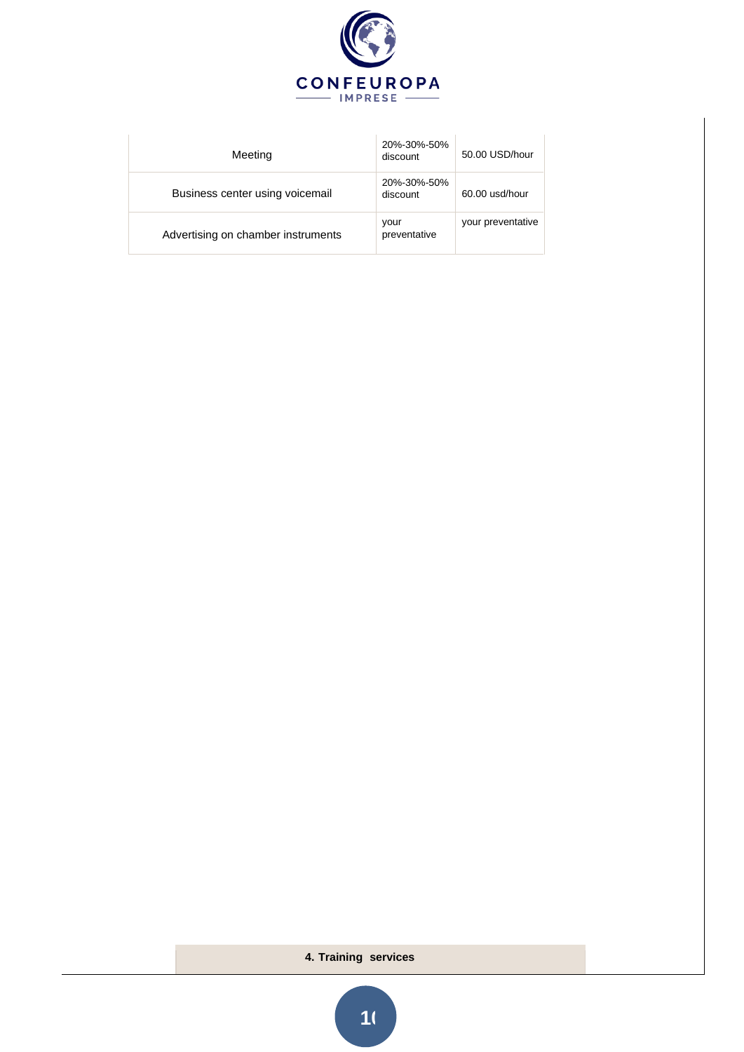| Meeting | 20%-30%-50% discount | 50.00 USD/hour |
|---|---|---|
| Business center using voicemail | 20%-30%-50% discount | 60.00 usd/hour |
| Advertising on chamber instruments | your preventative | your preventative |

**4. Training services**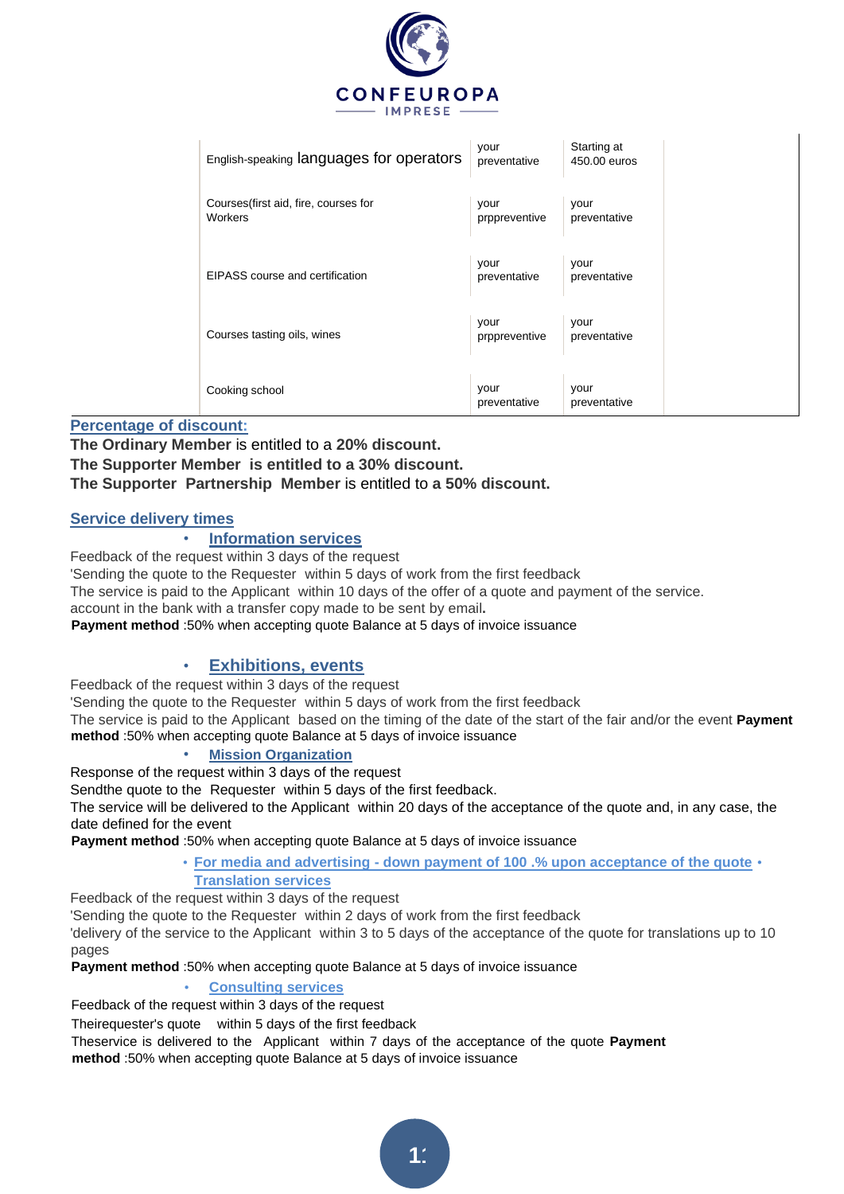| | | | |
|---|---|---|---|
| English-speaking languages for operators | your preventative | Starting at 450.00 euros | |
| Courses(first aid, fire, courses for Workers | your prppreventive | your preventative | |
| EIPASS course and certification | your preventative | your preventative | |
| Courses tasting oils, wines | your prppreventive | your preventative | |
| Cooking school | your preventative | your preventative | |

## Percentage of discount:

**The Ordinary Member** is entitled to a **20% discount.**
**The Supporter Member is entitled to a 30% discount.**
**The Supporter Partnership Member** is entitled to **a 50% discount.**

## Service delivery times

- **Information services**

Feedback of the request within 3 days of the request
'Sending the quote to the Requester within 5 days of work from the first feedback
The service is paid to the Applicant within 10 days of the offer of a quote and payment of the service.
account in the bank with a transfer copy made to be sent by email**.**
**Payment method** :50% when accepting quote Balance at 5 days of invoice issuance

- **Exhibitions, events**

Feedback of the request within 3 days of the request
'Sending the quote to the Requester within 5 days of work from the first feedback
The service is paid to the Applicant based on the timing of the date of the start of the fair and/or the event **Payment method** :50% when accepting quote Balance at 5 days of invoice issuance

- **Mission Organization**

Response of the request within 3 days of the request
Sendthe quote to the Requester within 5 days of the first feedback.
The service will be delivered to the Applicant within 20 days of the acceptance of the quote and, in any case, the date defined for the event
**Payment method** :50% when accepting quote Balance at 5 days of invoice issuance

- **For media and advertising - down payment of 100 .% upon acceptance of the quote**
- **Translation services**

Feedback of the request within 3 days of the request
'Sending the quote to the Requester within 2 days of work from the first feedback
'delivery of the service to the Applicant within 3 to 5 days of the acceptance of the quote for translations up to 10 pages
**Payment method** :50% when accepting quote Balance at 5 days of invoice issuance

- **Consulting services**

Feedback of the request within 3 days of the request
Theirequester's quote within 5 days of the first feedback
Theservice is delivered to the Applicant within 7 days of the acceptance of the quote **Payment method** :50% when accepting quote Balance at 5 days of invoice issuance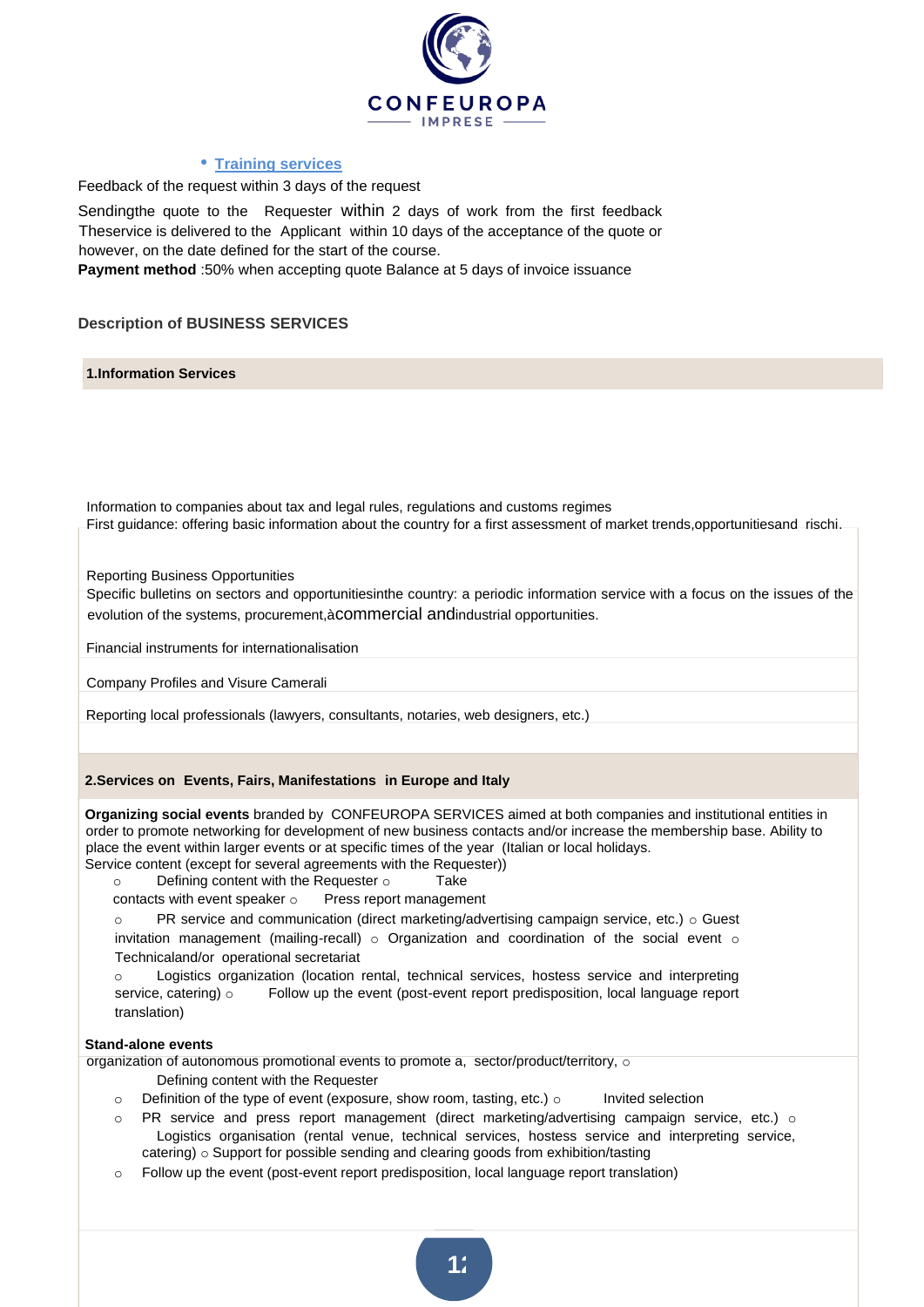- **Training services**

Feedback of the request within 3 days of the request

Sendingthe quote to the Requester within 2 days of work from the first feedback Theservice is delivered to the Applicant within 10 days of the acceptance of the quote or however, on the date defined for the start of the course.

**Payment method** :50% when accepting quote Balance at 5 days of invoice issuance

### Description of BUSINESS SERVICES

#### 1.Information Services

Information to companies about tax and legal rules, regulations and customs regimes

First guidance: offering basic information about the country for a first assessment of market trends,opportunitiesand rischi.

Reporting Business Opportunities

Specific bulletins on sectors and opportunitiesinthe country: a periodic information service with a focus on the issues of the evolution of the systems, procurement,àcommercial andindustrial opportunities.

Financial instruments for internationalisation

Company Profiles and Visure Camerali

Reporting local professionals (lawyers, consultants, notaries, web designers, etc.)

#### 2.Services on Events, Fairs, Manifestations in Europe and Italy

**Organizing social events** branded by CONFEUROPA SERVICES aimed at both companies and institutional entities in order to promote networking for development of new business contacts and/or increase the membership base. Ability to place the event within larger events or at specific times of the year (Italian or local holidays.

Service content (except for several agreements with the Requester))

- Defining content with the Requester
- Take contacts with event speaker
- Press report management
- PR service and communication (direct marketing/advertising campaign service, etc.)
- Guest invitation management (mailing-recall)
- Organization and coordination of the social event
- Technicaland/or operational secretariat
- Logistics organization (location rental, technical services, hostess service and interpreting service, catering)
- Follow up the event (post-event report predisposition, local language report translation)

**Stand-alone events**

organization of autonomous promotional events to promote a, sector/product/territory,

- Defining content with the Requester
- Definition of the type of event (exposure, show room, tasting, etc.)
- Invited selection
- PR service and press report management (direct marketing/advertising campaign service, etc.)
- Logistics organisation (rental venue, technical services, hostess service and interpreting service, catering)
- Support for possible sending and clearing goods from exhibition/tasting
- Follow up the event (post-event report predisposition, local language report translation)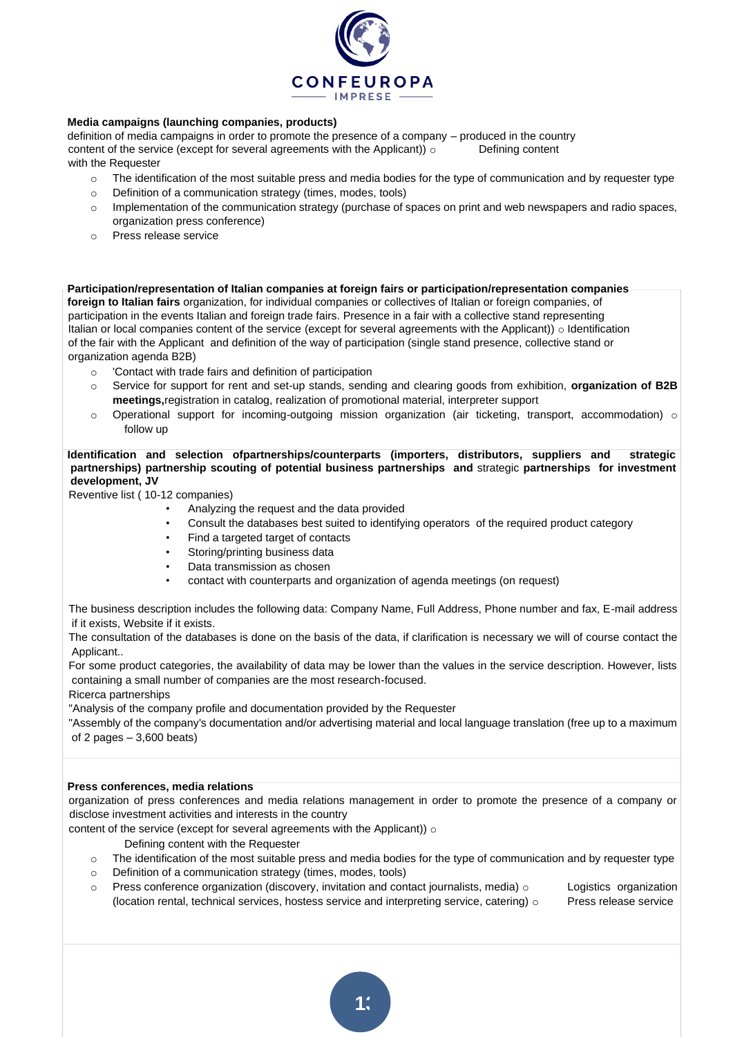**Media campaigns (launching companies, products)**

definition of media campaigns in order to promote the presence of a company – produced in the country content of the service (except for several agreements with the Applicant)) ○ Defining content with the Requester

- The identification of the most suitable press and media bodies for the type of communication and by requester type
- Definition of a communication strategy (times, modes, tools)
- Implementation of the communication strategy (purchase of spaces on print and web newspapers and radio spaces, organization press conference)
- Press release service

**Participation/representation of Italian companies at foreign fairs or participation/representation companies foreign to Italian fairs** organization, for individual companies or collectives of Italian or foreign companies, of participation in the events Italian and foreign trade fairs. Presence in a fair with a collective stand representing Italian or local companies content of the service (except for several agreements with the Applicant)) ○ Identification of the fair with the Applicant and definition of the way of participation (single stand presence, collective stand or organization agenda B2B)

- 'Contact with trade fairs and definition of participation
- Service for support for rent and set-up stands, sending and clearing goods from exhibition, **organization of B2B meetings,**registration in catalog, realization of promotional material, interpreter support
- Operational support for incoming-outgoing mission organization (air ticketing, transport, accommodation) ○ follow up

**Identification and selection ofpartnerships/counterparts (importers, distributors, suppliers and strategic partnerships) partnership scouting of potential business partnerships and** strategic **partnerships for investment development, JV**

Reventive list ( 10-12 companies)

- Analyzing the request and the data provided
- Consult the databases best suited to identifying operators of the required product category
- Find a targeted target of contacts
- Storing/printing business data
- Data transmission as chosen
- contact with counterparts and organization of agenda meetings (on request)

The business description includes the following data: Company Name, Full Address, Phone number and fax, E-mail address if it exists, Website if it exists.

The consultation of the databases is done on the basis of the data, if clarification is necessary we will of course contact the Applicant..

For some product categories, the availability of data may be lower than the values in the service description. However, lists containing a small number of companies are the most research-focused.

Ricerca partnerships

"Analysis of the company profile and documentation provided by the Requester

"Assembly of the company's documentation and/or advertising material and local language translation (free up to a maximum of 2 pages – 3,600 beats)

**Press conferences, media relations**

organization of press conferences and media relations management in order to promote the presence of a company or disclose investment activities and interests in the country

content of the service (except for several agreements with the Applicant)) ○

Defining content with the Requester

- The identification of the most suitable press and media bodies for the type of communication and by requester type
- Definition of a communication strategy (times, modes, tools)
- Press conference organization (discovery, invitation and contact journalists, media) ○ Logistics organization (location rental, technical services, hostess service and interpreting service, catering) ○ Press release service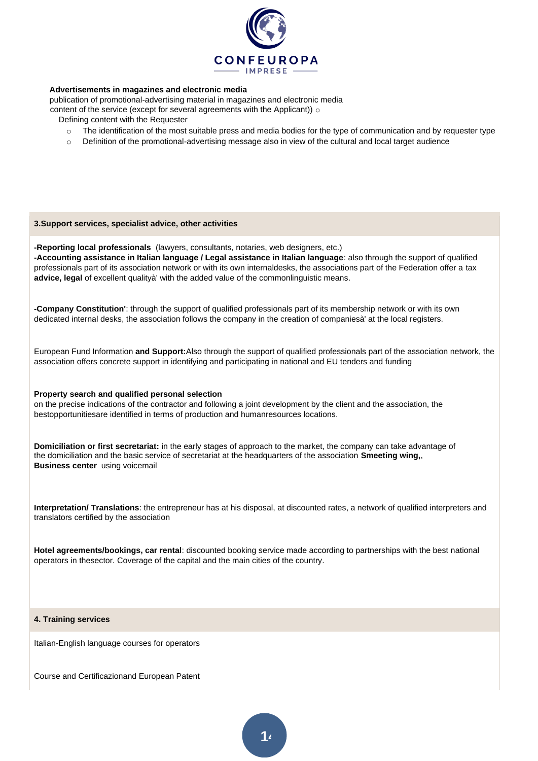**Advertisements in magazines and electronic media**

publication of promotional-advertising material in magazines and electronic media

content of the service (except for several agreements with the Applicant)) ○

Defining content with the Requester

- The identification of the most suitable press and media bodies for the type of communication and by requester type
- Definition of the promotional-advertising message also in view of the cultural and local target audience

**3.Support services, specialist advice, other activities**

**-Reporting local professionals** (lawyers, consultants, notaries, web designers, etc.)
**-Accounting assistance in Italian language / Legal assistance in Italian language**: also through the support of qualified professionals part of its association network or with its own internaldesks, the associations part of the Federation offer a tax **advice, legal** of excellent qualityà' with the added value of the commonlinguistic means.

**-Company Constitution'**: through the support of qualified professionals part of its membership network or with its own dedicated internal desks, the association follows the company in the creation of companiesà' at the local registers.

European Fund Information **and Support:**Also through the support of qualified professionals part of the association network, the association offers concrete support in identifying and participating in national and EU tenders and funding

**Property search and qualified personal selection**
on the precise indications of the contractor and following a joint development by the client and the association, the bestopportunitiesare identified in terms of production and humanresources locations.

**Domiciliation or first secretariat:** in the early stages of approach to the market, the company can take advantage of the domiciliation and the basic service of secretariat at the headquarters of the association **Smeeting wing,**,
**Business center** using voicemail

**Interpretation/ Translations**: the entrepreneur has at his disposal, at discounted rates, a network of qualified interpreters and translators certified by the association

**Hotel agreements/bookings, car rental**: discounted booking service made according to partnerships with the best national operators in thesector. Coverage of the capital and the main cities of the country.

**4. Training services**

Italian-English language courses for operators

Course and Certificazionand European Patent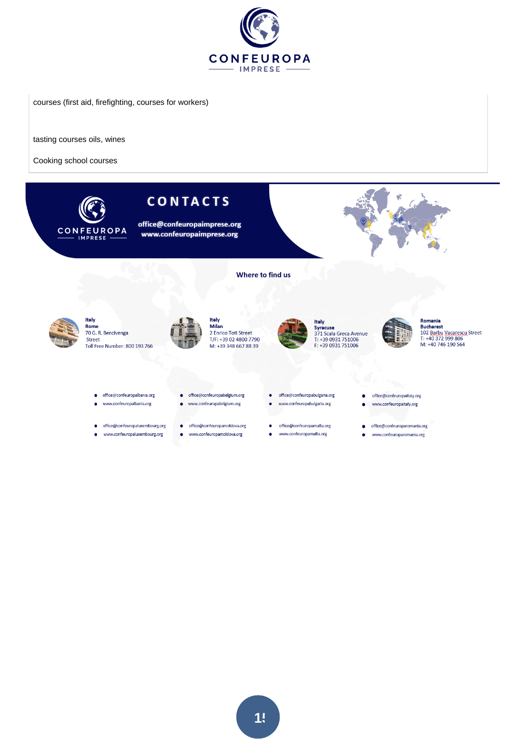courses (first aid, firefighting, courses for workers)

tasting courses oils, wines

Cooking school courses

## CONTACTS

office@confeuropaimprese.org
www.confeuropaimprese.org

### Where to find us

**Italy**
**Rome**
70 G. R. Bencivenga Street
Toll Free Number: 800 193 766

**Italy**
**Milan**
2 Enrico Toti Street
T/F: +39 02 4800 7790
M: +39 348 667 88 39

**Italy**
**Syracuse**
371 Scala Greca Avenue
T: +39 0931 751006
F: +39 0931 751006

**Romania**
**Bucharest**
102 Barbu Vacarescu Street
T: +40 372 999 806
M: +40 746 190 564

- office@confeuropalbania.org
- www.confeuropalbania.org

- office@confeuropabelgium.org
- www.confeuropabelgium.org

- office@confeuropabulgaria.org
- www.confeuropabulgaria.org

- office@confeuropaitaly.org
- www.confeuropaitaly.org

- office@confeuropaluxembourg.org
- www.confeuropaluxembourg.org

- office@confeuropamoldova.org
- www.confeuropamoldova.org

- office@confeuropamalta.org
- www.confeuropamalta.org

- office@confeuroparomania.org
- www.confeuroparomania.org